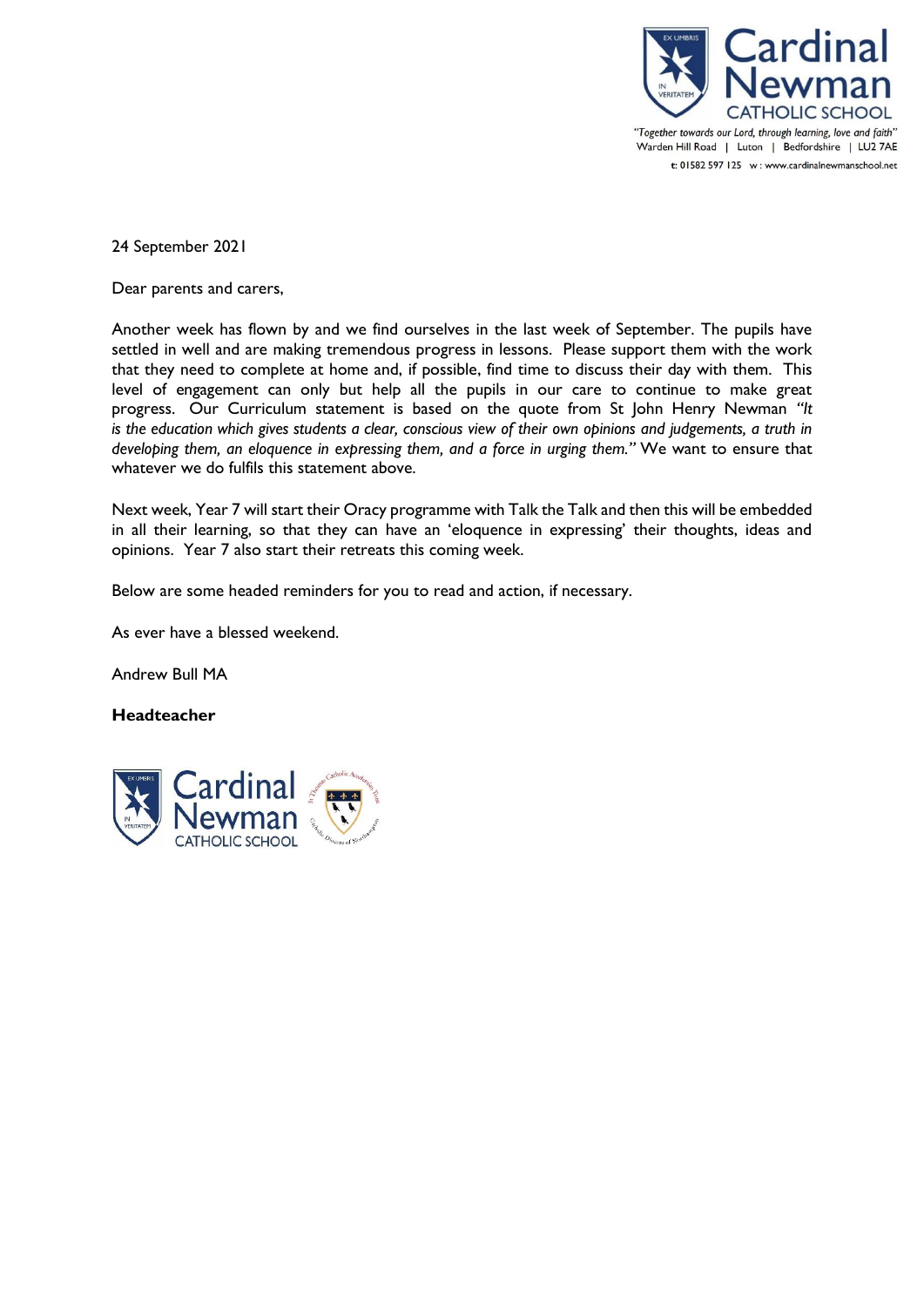Cardinal Newman
CATHOLIC SCHOOL

*"Together towards our Lord, through learning, love and faith"*
Warden Hill Road | Luton | Bedfordshire | LU2 7AE
t: 01582 597 125 w: www.cardinalnewmanschool.net

24 September 2021

Dear parents and carers,

Another week has flown by and we find ourselves in the last week of September. The pupils have settled in well and are making tremendous progress in lessons. Please support them with the work that they need to complete at home and, if possible, find time to discuss their day with them. This level of engagement can only but help all the pupils in our care to continue to make great progress. Our Curriculum statement is based on the quote from St John Henry Newman *"It is the education which gives students a clear, conscious view of their own opinions and judgements, a truth in developing them, an eloquence in expressing them, and a force in urging them."* We want to ensure that whatever we do fulfils this statement above.

Next week, Year 7 will start their Oracy programme with Talk the Talk and then this will be embedded in all their learning, so that they can have an 'eloquence in expressing' their thoughts, ideas and opinions. Year 7 also start their retreats this coming week.

Below are some headed reminders for you to read and action, if necessary.

As ever have a blessed weekend.

Andrew Bull MA

**Headteacher**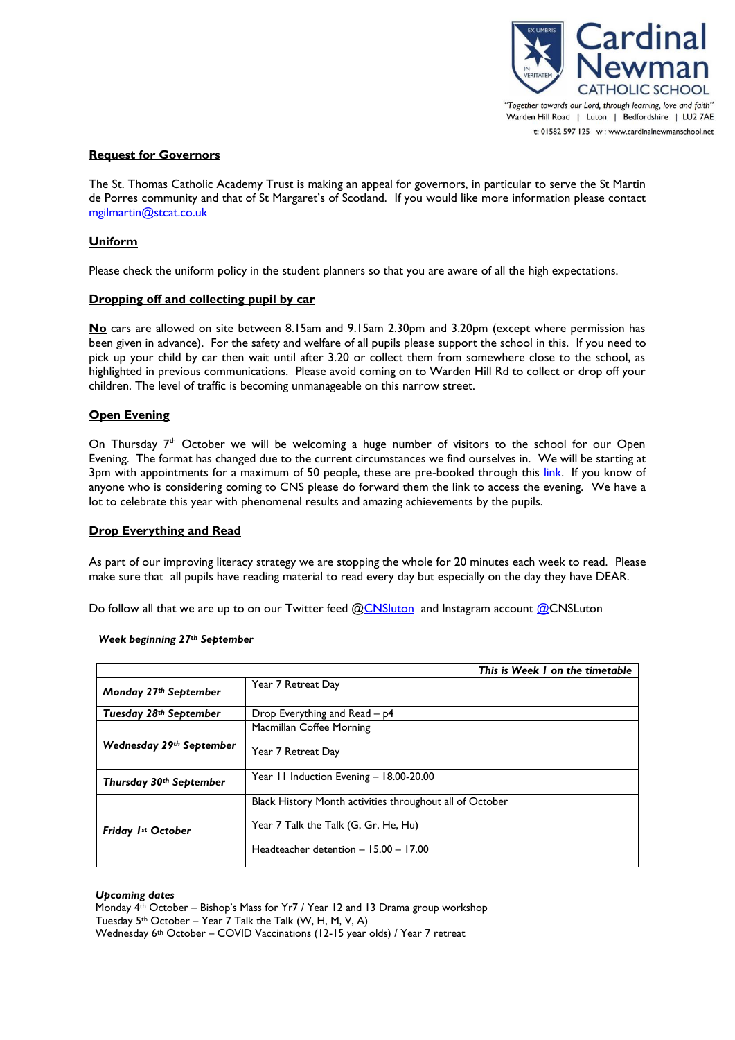Cardinal Newman CATHOLIC SCHOOL

*"Together towards our Lord, through learning, love and faith"*
Warden Hill Road | Luton | Bedfordshire | LU2 7AE
t: 01582 597 125 w : www.cardinalnewmanschool.net

## Request for Governors

The St. Thomas Catholic Academy Trust is making an appeal for governors, in particular to serve the St Martin de Porres community and that of St Margaret's of Scotland. If you would like more information please contact mgilmartin@stcat.co.uk

## Uniform

Please check the uniform policy in the student planners so that you are aware of all the high expectations.

## Dropping off and collecting pupil by car

**No** cars are allowed on site between 8.15am and 9.15am 2.30pm and 3.20pm (except where permission has been given in advance). For the safety and welfare of all pupils please support the school in this. If you need to pick up your child by car then wait until after 3.20 or collect them from somewhere close to the school, as highlighted in previous communications. Please avoid coming on to Warden Hill Rd to collect or drop off your children. The level of traffic is becoming unmanageable on this narrow street.

## Open Evening

On Thursday 7th October we will be welcoming a huge number of visitors to the school for our Open Evening. The format has changed due to the current circumstances we find ourselves in. We will be starting at 3pm with appointments for a maximum of 50 people, these are pre-booked through this link. If you know of anyone who is considering coming to CNS please do forward them the link to access the evening. We have a lot to celebrate this year with phenomenal results and amazing achievements by the pupils.

## Drop Everything and Read

As part of our improving literacy strategy we are stopping the whole for 20 minutes each week to read. Please make sure that all pupils have reading material to read every day but especially on the day they have DEAR.

Do follow all that we are up to on our Twitter feed @CNSluton and Instagram account @CNSLuton

***Week beginning 27th September***

| | ***This is Week 1 on the timetable*** |
|---|---|
| ***Monday 27th September*** | Year 7 Retreat Day |
| ***Tuesday 28th September*** | Drop Everything and Read – p4 |
| ***Wednesday 29th September*** | Macmillan Coffee Morning<br><br>Year 7 Retreat Day |
| ***Thursday 30th September*** | Year 11 Induction Evening – 18.00-20.00 |
| ***Friday 1st October*** | Black History Month activities throughout all of October<br><br>Year 7 Talk the Talk (G, Gr, He, Hu)<br><br>Headteacher detention – 15.00 – 17.00 |

***Upcoming dates***

Monday 4th October – Bishop's Mass for Yr7 / Year 12 and 13 Drama group workshop
Tuesday 5th October – Year 7 Talk the Talk (W, H, M, V, A)
Wednesday 6th October – COVID Vaccinations (12-15 year olds) / Year 7 retreat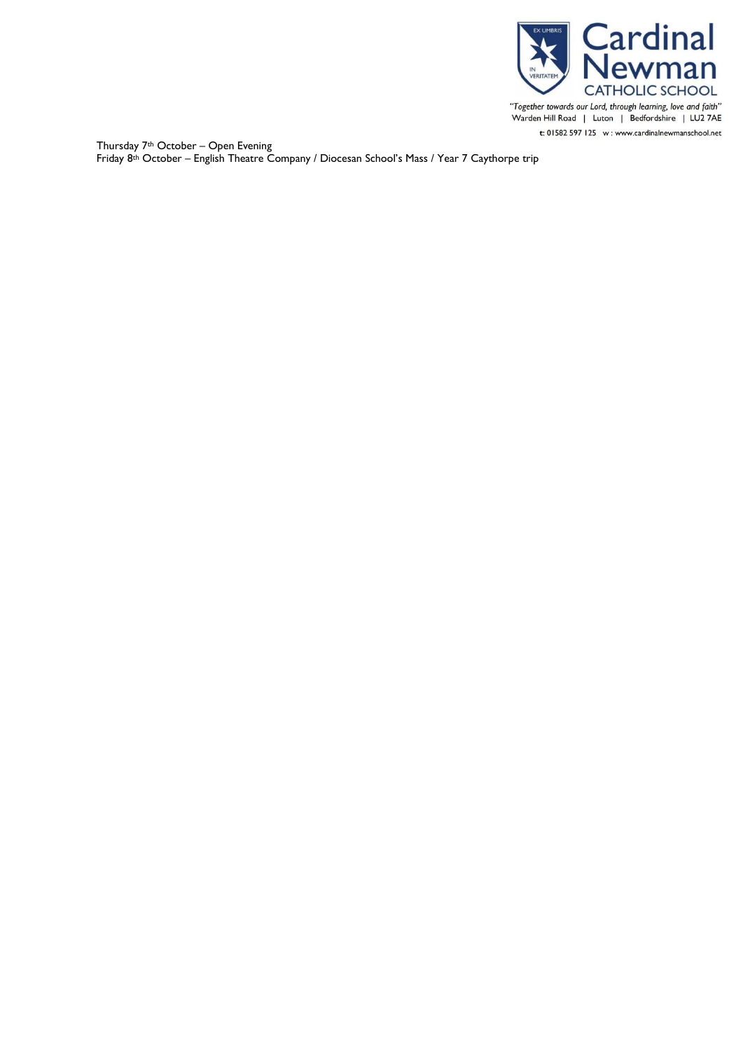Thursday 7th October – Open Evening
Friday 8th October – English Theatre Company / Diocesan School's Mass / Year 7 Caythorpe trip